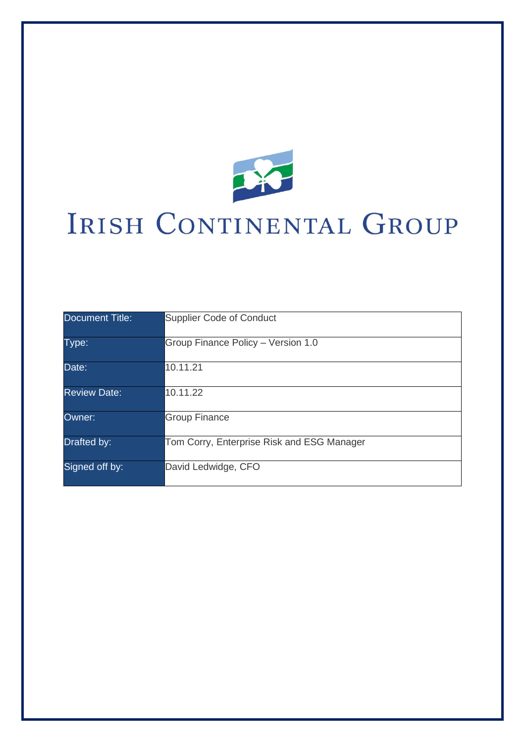# IRISH CONTINENTAL GROUP

| Document Title: | Supplier Code of Conduct |
|---|---|
| Type: | Group Finance Policy – Version 1.0 |
| Date: | 10.11.21 |
| Review Date: | 10.11.22 |
| Owner: | Group Finance |
| Drafted by: | Tom Corry, Enterprise Risk and ESG Manager |
| Signed off by: | David Ledwidge, CFO |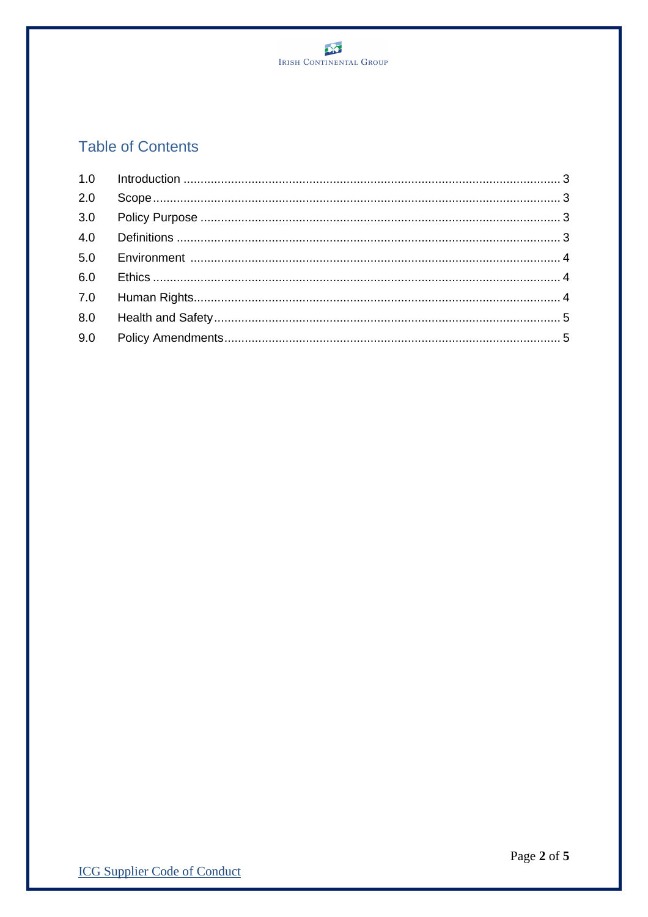## Table of Contents

1.0 Introduction ........................................ 3
2.0 Scope ........................................ 3
3.0 Policy Purpose ........................................ 3
4.0 Definitions ........................................ 3
5.0 Environment ........................................ 4
6.0 Ethics ........................................ 4
7.0 Human Rights ........................................ 4
8.0 Health and Safety ........................................ 5
9.0 Policy Amendments ........................................ 5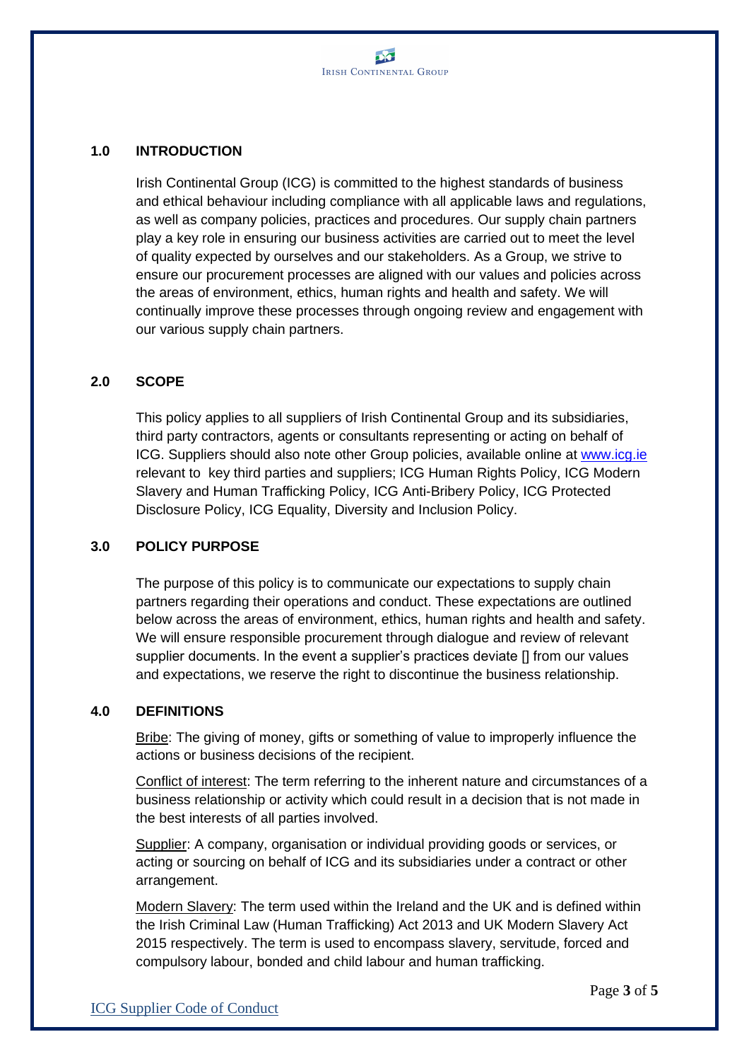## 1.0 INTRODUCTION

Irish Continental Group (ICG) is committed to the highest standards of business and ethical behaviour including compliance with all applicable laws and regulations, as well as company policies, practices and procedures. Our supply chain partners play a key role in ensuring our business activities are carried out to meet the level of quality expected by ourselves and our stakeholders. As a Group, we strive to ensure our procurement processes are aligned with our values and policies across the areas of environment, ethics, human rights and health and safety. We will continually improve these processes through ongoing review and engagement with our various supply chain partners.

## 2.0 SCOPE

This policy applies to all suppliers of Irish Continental Group and its subsidiaries, third party contractors, agents or consultants representing or acting on behalf of ICG. Suppliers should also note other Group policies, available online at www.icg.ie relevant to key third parties and suppliers; ICG Human Rights Policy, ICG Modern Slavery and Human Trafficking Policy, ICG Anti-Bribery Policy, ICG Protected Disclosure Policy, ICG Equality, Diversity and Inclusion Policy.

## 3.0 POLICY PURPOSE

The purpose of this policy is to communicate our expectations to supply chain partners regarding their operations and conduct. These expectations are outlined below across the areas of environment, ethics, human rights and health and safety. We will ensure responsible procurement through dialogue and review of relevant supplier documents. In the event a supplier's practices deviate [] from our values and expectations, we reserve the right to discontinue the business relationship.

## 4.0 DEFINITIONS

Bribe: The giving of money, gifts or something of value to improperly influence the actions or business decisions of the recipient.

Conflict of interest: The term referring to the inherent nature and circumstances of a business relationship or activity which could result in a decision that is not made in the best interests of all parties involved.

Supplier: A company, organisation or individual providing goods or services, or acting or sourcing on behalf of ICG and its subsidiaries under a contract or other arrangement.

Modern Slavery: The term used within the Ireland and the UK and is defined within the Irish Criminal Law (Human Trafficking) Act 2013 and UK Modern Slavery Act 2015 respectively. The term is used to encompass slavery, servitude, forced and compulsory labour, bonded and child labour and human trafficking.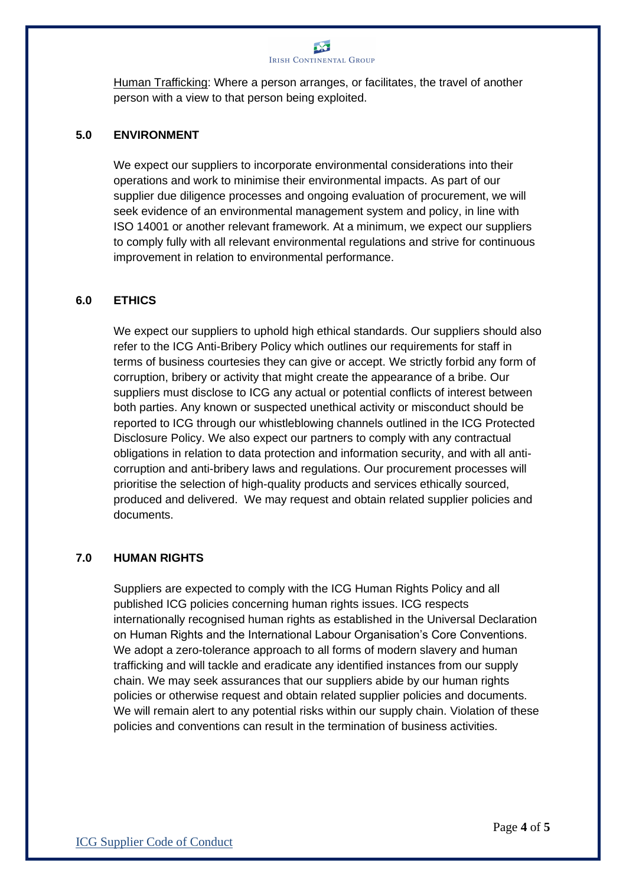Human Trafficking: Where a person arranges, or facilitates, the travel of another person with a view to that person being exploited.

## 5.0 ENVIRONMENT

We expect our suppliers to incorporate environmental considerations into their operations and work to minimise their environmental impacts. As part of our supplier due diligence processes and ongoing evaluation of procurement, we will seek evidence of an environmental management system and policy, in line with ISO 14001 or another relevant framework. At a minimum, we expect our suppliers to comply fully with all relevant environmental regulations and strive for continuous improvement in relation to environmental performance.

## 6.0 ETHICS

We expect our suppliers to uphold high ethical standards. Our suppliers should also refer to the ICG Anti-Bribery Policy which outlines our requirements for staff in terms of business courtesies they can give or accept. We strictly forbid any form of corruption, bribery or activity that might create the appearance of a bribe. Our suppliers must disclose to ICG any actual or potential conflicts of interest between both parties. Any known or suspected unethical activity or misconduct should be reported to ICG through our whistleblowing channels outlined in the ICG Protected Disclosure Policy. We also expect our partners to comply with any contractual obligations in relation to data protection and information security, and with all anti-corruption and anti-bribery laws and regulations. Our procurement processes will prioritise the selection of high-quality products and services ethically sourced, produced and delivered. We may request and obtain related supplier policies and documents.

## 7.0 HUMAN RIGHTS

Suppliers are expected to comply with the ICG Human Rights Policy and all published ICG policies concerning human rights issues. ICG respects internationally recognised human rights as established in the Universal Declaration on Human Rights and the International Labour Organisation's Core Conventions. We adopt a zero-tolerance approach to all forms of modern slavery and human trafficking and will tackle and eradicate any identified instances from our supply chain. We may seek assurances that our suppliers abide by our human rights policies or otherwise request and obtain related supplier policies and documents. We will remain alert to any potential risks within our supply chain. Violation of these policies and conventions can result in the termination of business activities.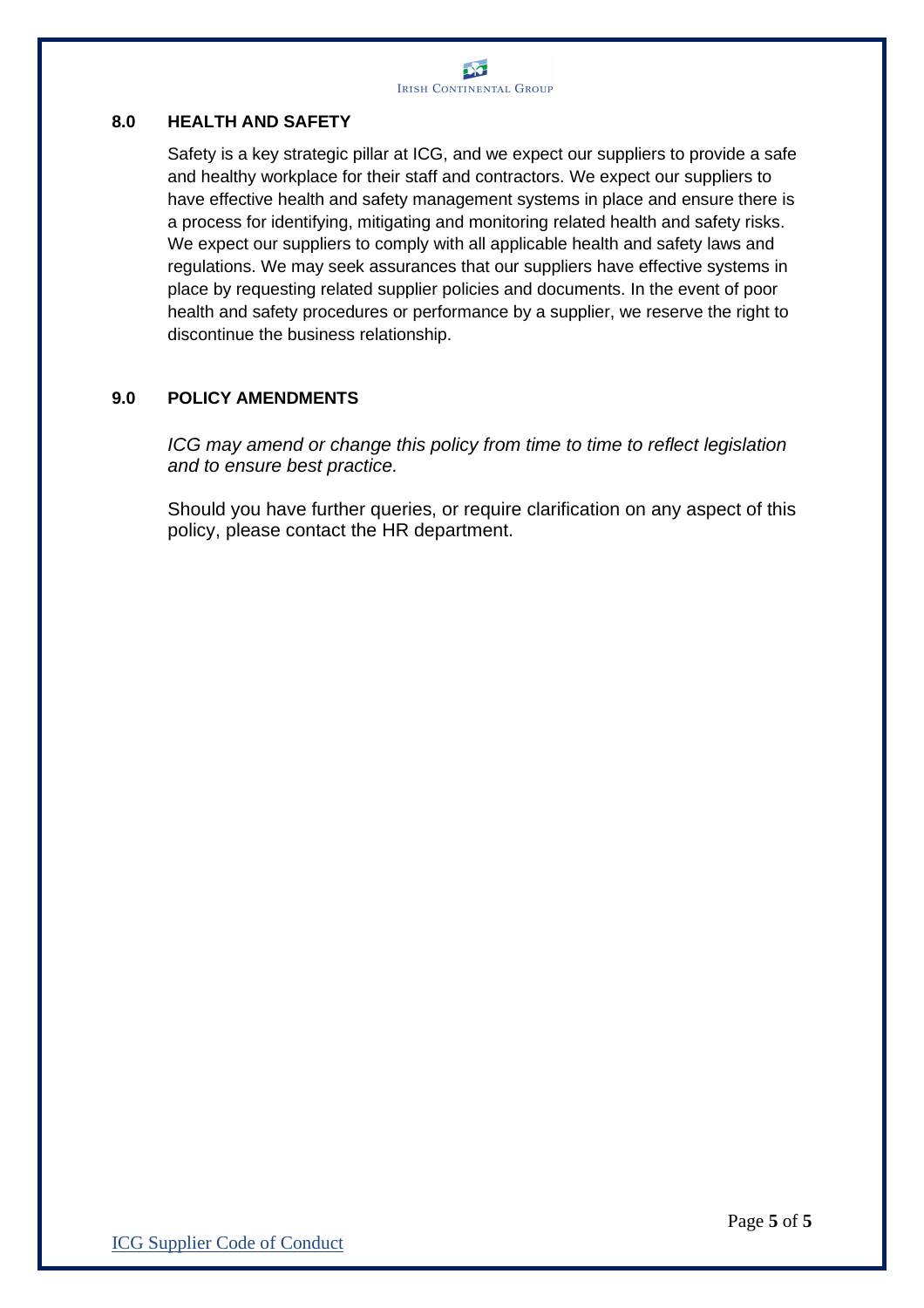## 8.0 HEALTH AND SAFETY

Safety is a key strategic pillar at ICG, and we expect our suppliers to provide a safe and healthy workplace for their staff and contractors. We expect our suppliers to have effective health and safety management systems in place and ensure there is a process for identifying, mitigating and monitoring related health and safety risks. We expect our suppliers to comply with all applicable health and safety laws and regulations. We may seek assurances that our suppliers have effective systems in place by requesting related supplier policies and documents. In the event of poor health and safety procedures or performance by a supplier, we reserve the right to discontinue the business relationship.

## 9.0 POLICY AMENDMENTS

*ICG may amend or change this policy from time to time to reflect legislation and to ensure best practice.*

Should you have further queries, or require clarification on any aspect of this policy, please contact the HR department.